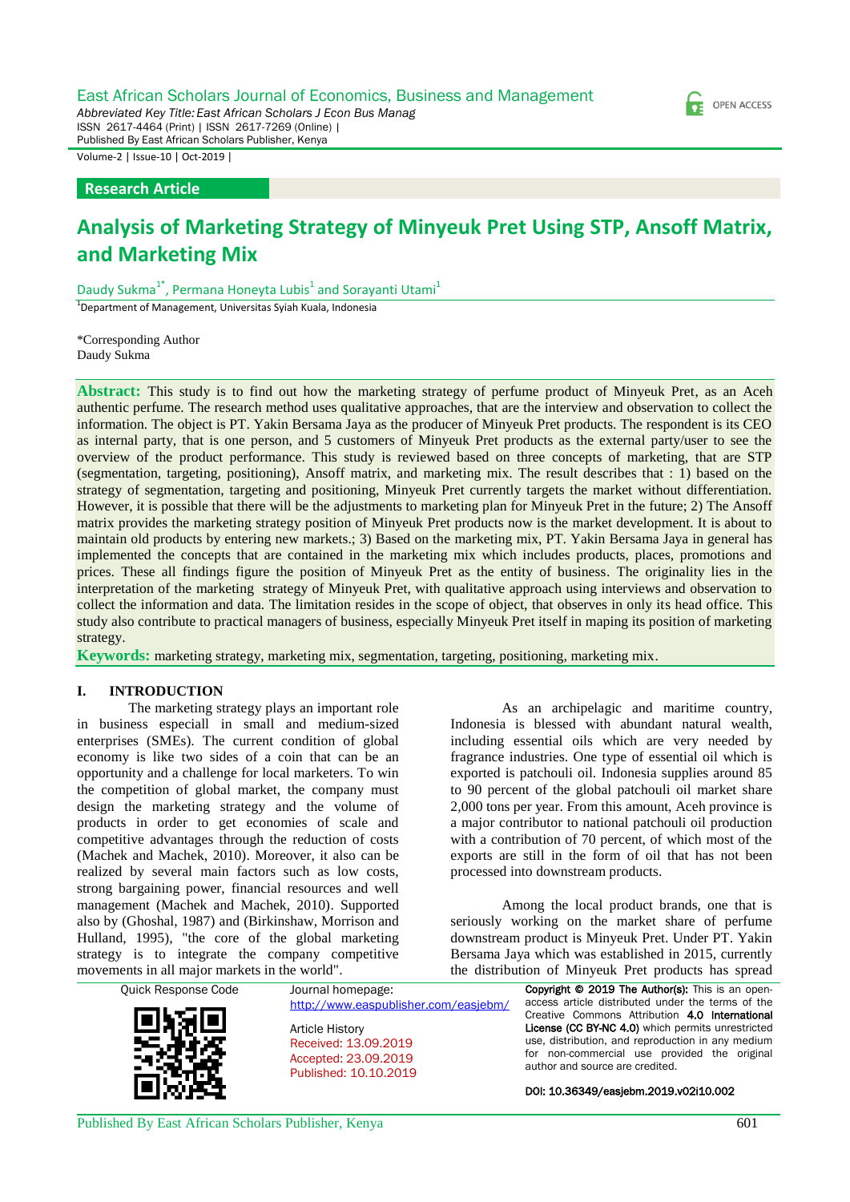East African Scholars Journal of Economics, Business and Management
*Abbreviated Key Title: East African Scholars J Econ Bus Manag*
ISSN 2617-4464 (Print) | ISSN 2617-7269 (Online) |
Published By East African Scholars Publisher, Kenya

Volume-2 | Issue-10 | Oct-2019 |

**Research Article**

# Analysis of Marketing Strategy of Minyeuk Pret Using STP, Ansoff Matrix, and Marketing Mix

Daudy Sukma[1*], Permana Honeyta Lubis[1] and Sorayanti Utami[1]

[1]Department of Management, Universitas Syiah Kuala, Indonesia

*Corresponding Author
Daudy Sukma

**Abstract:** This study is to find out how the marketing strategy of perfume product of Minyeuk Pret, as an Aceh authentic perfume. The research method uses qualitative approaches, that are the interview and observation to collect the information. The object is PT. Yakin Bersama Jaya as the producer of Minyeuk Pret products. The respondent is its CEO as internal party, that is one person, and 5 customers of Minyeuk Pret products as the external party/user to see the overview of the product performance. This study is reviewed based on three concepts of marketing, that are STP (segmentation, targeting, positioning), Ansoff matrix, and marketing mix. The result describes that : 1) based on the strategy of segmentation, targeting and positioning, Minyeuk Pret currently targets the market without differentiation. However, it is possible that there will be the adjustments to marketing plan for Minyeuk Pret in the future; 2) The Ansoff matrix provides the marketing strategy position of Minyeuk Pret products now is the market development. It is about to maintain old products by entering new markets.; 3) Based on the marketing mix, PT. Yakin Bersama Jaya in general has implemented the concepts that are contained in the marketing mix which includes products, places, promotions and prices. These all findings figure the position of Minyeuk Pret as the entity of business. The originality lies in the interpretation of the marketing strategy of Minyeuk Pret, with qualitative approach using interviews and observation to collect the information and data. The limitation resides in the scope of object, that observes in only its head office. This study also contribute to practical managers of business, especially Minyeuk Pret itself in maping its position of marketing strategy.

**Keywords:** marketing strategy, marketing mix, segmentation, targeting, positioning, marketing mix.

## I. INTRODUCTION

The marketing strategy plays an important role in business especiall in small and medium-sized enterprises (SMEs). The current condition of global economy is like two sides of a coin that can be an opportunity and a challenge for local marketers. To win the competition of global market, the company must design the marketing strategy and the volume of products in order to get economies of scale and competitive advantages through the reduction of costs (Machek and Machek, 2010). Moreover, it also can be realized by several main factors such as low costs, strong bargaining power, financial resources and well management (Machek and Machek, 2010). Supported also by (Ghoshal, 1987) and (Birkinshaw, Morrison and Hulland, 1995), "the core of the global marketing strategy is to integrate the company competitive movements in all major markets in the world".

As an archipelagic and maritime country, Indonesia is blessed with abundant natural wealth, including essential oils which are very needed by fragrance industries. One type of essential oil which is exported is patchouli oil. Indonesia supplies around 85 to 90 percent of the global patchouli oil market share 2,000 tons per year. From this amount, Aceh province is a major contributor to national patchouli oil production with a contribution of 70 percent, of which most of the exports are still in the form of oil that has not been processed into downstream products.

Among the local product brands, one that is seriously working on the market share of perfume downstream product is Minyeuk Pret. Under PT. Yakin Bersama Jaya which was established in 2015, currently the distribution of Minyeuk Pret products has spread

Quick Response Code

Journal homepage: http://www.easpublisher.com/easjebm/

Article History
Received: 13.09.2019
Accepted: 23.09.2019
Published: 10.10.2019

**Copyright © 2019 The Author(s):** This is an open-access article distributed under the terms of the Creative Commons Attribution **4.0 International License (CC BY-NC 4.0)** which permits unrestricted use, distribution, and reproduction in any medium for non-commercial use provided the original author and source are credited.

DOI: 10.36349/easjebm.2019.v02i10.002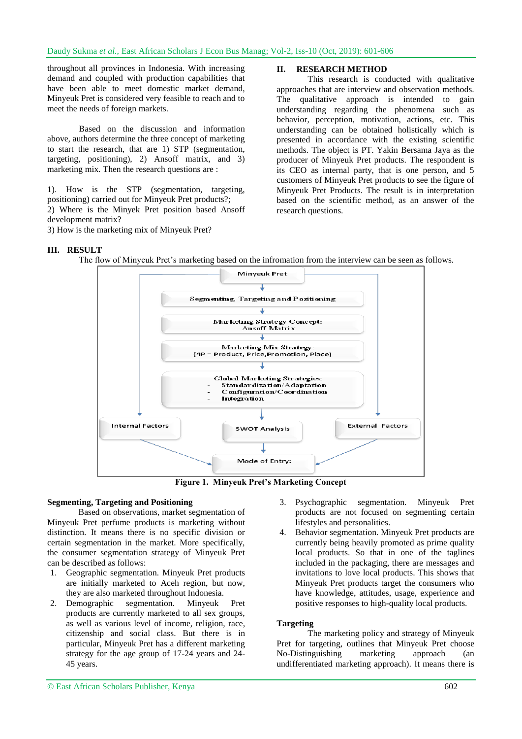throughout all provinces in Indonesia. With increasing demand and coupled with production capabilities that have been able to meet domestic market demand, Minyeuk Pret is considered very feasible to reach and to meet the needs of foreign markets.

Based on the discussion and information above, authors determine the three concept of marketing to start the research, that are 1) STP (segmentation, targeting, positioning), 2) Ansoff matrix, and 3) marketing mix. Then the research questions are :

1). How is the STP (segmentation, targeting, positioning) carried out for Minyeuk Pret products?;
2) Where is the Minyek Pret position based Ansoff development matrix?
3) How is the marketing mix of Minyeuk Pret?

## II. RESEARCH METHOD

This research is conducted with qualitative approaches that are interview and observation methods. The qualitative approach is intended to gain understanding regarding the phenomena such as behavior, perception, motivation, actions, etc. This understanding can be obtained holistically which is presented in accordance with the existing scientific methods. The object is PT. Yakin Bersama Jaya as the producer of Minyeuk Pret products. The respondent is its CEO as internal party, that is one person, and 5 customers of Minyeuk Pret products to see the figure of Minyeuk Pret Products. The result is in interpretation based on the scientific method, as an answer of the research questions.

## III. RESULT

The flow of Minyeuk Pret's marketing based on the infromation from the interview can be seen as follows.

Minyeuk Pret

Segmenting, Targeting and Positioning

Marketing Strategy Concept:
Ansoff Matrix

Marketing Mix Strategy:
(4P = Product, Price, Promotion, Place)

Global Marketing Strategies:
- Standardization/Adaptation
- Configuration/Coordination
- Integration

Internal Factors

SWOT Analysis

External Factors

Mode of Entry:

**Figure 1. Minyeuk Pret's Marketing Concept**

### Segmenting, Targeting and Positioning

Based on observations, market segmentation of Minyeuk Pret perfume products is marketing without distinction. It means there is no specific division or certain segmentation in the market. More specifically, the consumer segmentation strategy of Minyeuk Pret can be described as follows:

1. Geographic segmentation. Minyeuk Pret products are initially marketed to Aceh region, but now, they are also marketed throughout Indonesia.
2. Demographic segmentation. Minyeuk Pret products are currently marketed to all sex groups, as well as various level of income, religion, race, citizenship and social class. But there is in particular, Minyeuk Pret has a different marketing strategy for the age group of 17-24 years and 24-45 years.
3. Psychographic segmentation. Minyeuk Pret products are not focused on segmenting certain lifestyles and personalities.
4. Behavior segmentation. Minyeuk Pret products are currently being heavily promoted as prime quality local products. So that in one of the taglines included in the packaging, there are messages and invitations to love local products. This shows that Minyeuk Pret products target the consumers who have knowledge, attitudes, usage, experience and positive responses to high-quality local products.

### Targeting

The marketing policy and strategy of Minyeuk Pret for targeting, outlines that Minyeuk Pret choose No-Distinguishing marketing approach (an undifferentiated marketing approach). It means there is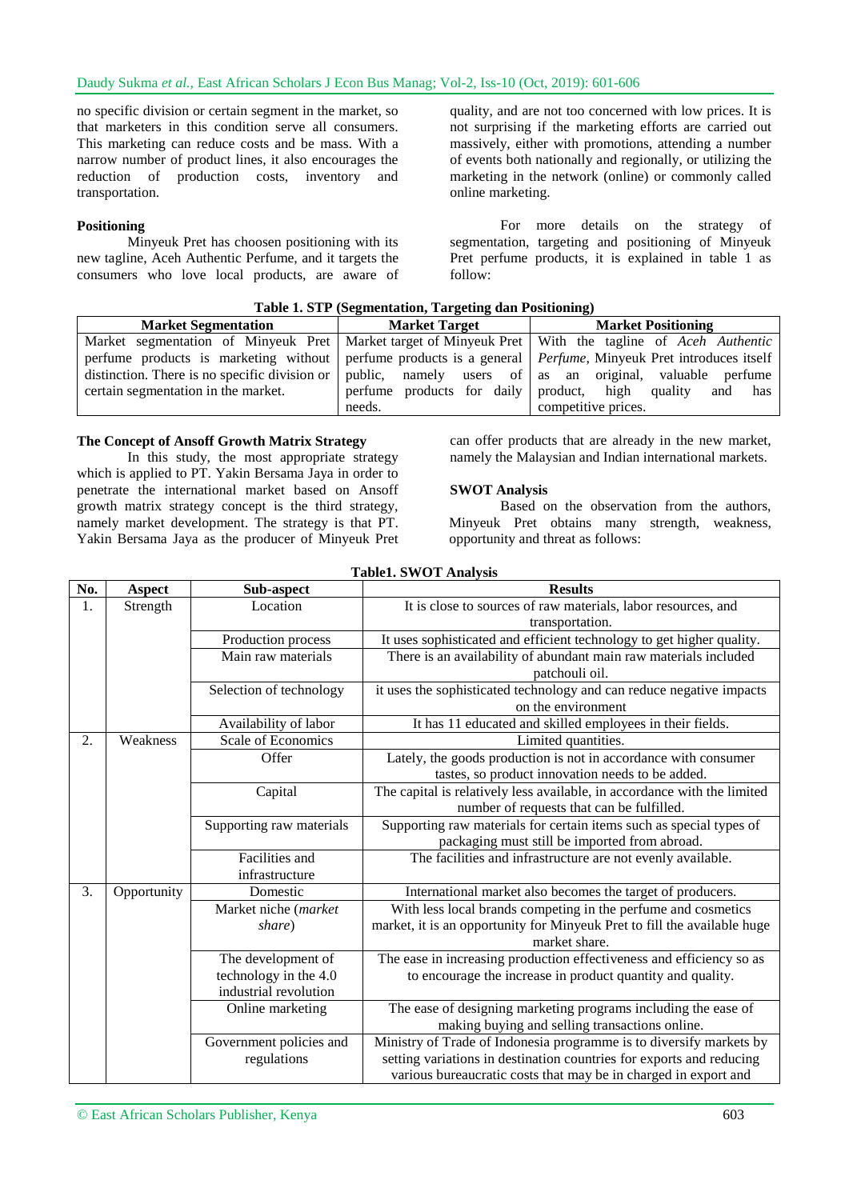no specific division or certain segment in the market, so that marketers in this condition serve all consumers. This marketing can reduce costs and be mass. With a narrow number of product lines, it also encourages the reduction of production costs, inventory and transportation.

### Positioning

Minyeuk Pret has choosen positioning with its new tagline, Aceh Authentic Perfume, and it targets the consumers who love local products, are aware of quality, and are not too concerned with low prices. It is not surprising if the marketing efforts are carried out massively, either with promotions, attending a number of events both nationally and regionally, or utilizing the marketing in the network (online) or commonly called online marketing.

For more details on the strategy of segmentation, targeting and positioning of Minyeuk Pret perfume products, it is explained in table 1 as follow:

**Table 1. STP (Segmentation, Targeting dan Positioning)**

| Market Segmentation | Market Target | Market Positioning |
|---|---|---|
| Market segmentation of Minyeuk Pret perfume products is marketing without distinction. There is no specific division or certain segmentation in the market. | Market target of Minyeuk Pret perfume products is a general public, namely users of perfume products for daily needs. | With the tagline of *Aceh Authentic Perfume*, Minyeuk Pret introduces itself as an original, valuable perfume product, high quality and has competitive prices. |

### The Concept of Ansoff Growth Matrix Strategy

In this study, the most appropriate strategy which is applied to PT. Yakin Bersama Jaya in order to penetrate the international market based on Ansoff growth matrix strategy concept is the third strategy, namely market development. The strategy is that PT. Yakin Bersama Jaya as the producer of Minyeuk Pret can offer products that are already in the new market, namely the Malaysian and Indian international markets.

### SWOT Analysis

Based on the observation from the authors, Minyeuk Pret obtains many strength, weakness, opportunity and threat as follows:

**Table1. SWOT Analysis**

| No. | Aspect | Sub-aspect | Results |
|---|---|---|---|
| 1. | Strength | Location | It is close to sources of raw materials, labor resources, and transportation. |
| | | Production process | It uses sophisticated and efficient technology to get higher quality. |
| | | Main raw materials | There is an availability of abundant main raw materials included patchouli oil. |
| | | Selection of technology | it uses the sophisticated technology and can reduce negative impacts on the environment |
| | | Availability of labor | It has 11 educated and skilled employees in their fields. |
| 2. | Weakness | Scale of Economics | Limited quantities. |
| | | Offer | Lately, the goods production is not in accordance with consumer tastes, so product innovation needs to be added. |
| | | Capital | The capital is relatively less available, in accordance with the limited number of requests that can be fulfilled. |
| | | Supporting raw materials | Supporting raw materials for certain items such as special types of packaging must still be imported from abroad. |
| | | Facilities and infrastructure | The facilities and infrastructure are not evenly available. |
| 3. | Opportunity | Domestic | International market also becomes the target of producers. |
| | | Market niche (*market share*) | With less local brands competing in the perfume and cosmetics market, it is an opportunity for Minyeuk Pret to fill the available huge market share. |
| | | The development of technology in the 4.0 industrial revolution | The ease in increasing production effectiveness and efficiency so as to encourage the increase in product quantity and quality. |
| | | Online marketing | The ease of designing marketing programs including the ease of making buying and selling transactions online. |
| | | Government policies and regulations | Ministry of Trade of Indonesia programme is to diversify markets by setting variations in destination countries for exports and reducing various bureaucratic costs that may be in charged in export and |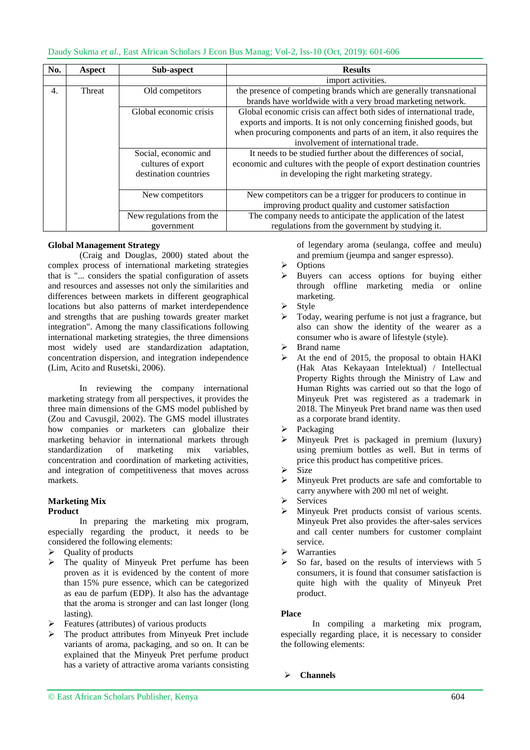| No. | Aspect | Sub-aspect | Results |
|---|---|---|---|
| | | | import activities. |
| 4. | Threat | Old competitors | the presence of competing brands which are generally transnational brands have worldwide with a very broad marketing network. |
| | | Global economic crisis | Global economic crisis can affect both sides of international trade, exports and imports. It is not only concerning finished goods, but when procuring components and parts of an item, it also requires the involvement of international trade. |
| | | Social, economic and cultures of export destination countries | It needs to be studied further about the differences of social, economic and cultures with the people of export destination countries in developing the right marketing strategy. |
| | | New competitors | New competitors can be a trigger for producers to continue in improving product quality and customer satisfaction |
| | | New regulations from the government | The company needs to anticipate the application of the latest regulations from the government by studying it. |

**Global Management Strategy**

(Craig and Douglas, 2000) stated about the complex process of international marketing strategies that is "... considers the spatial configuration of assets and resources and assesses not only the similarities and differences between markets in different geographical locations but also patterns of market interdependence and strengths that are pushing towards greater market integration". Among the many classifications following international marketing strategies, the three dimensions most widely used are standardization adaptation, concentration dispersion, and integration independence (Lim, Acito and Rusetski, 2006).

In reviewing the company international marketing strategy from all perspectives, it provides the three main dimensions of the GMS model published by (Zou and Cavusgil, 2002). The GMS model illustrates how companies or marketers can globalize their marketing behavior in international markets through standardization of marketing mix variables, concentration and coordination of marketing activities, and integration of competitiveness that moves across markets.

**Marketing Mix**

**Product**

In preparing the marketing mix program, especially regarding the product, it needs to be considered the following elements:

- Quality of products
- The quality of Minyeuk Pret perfume has been proven as it is evidenced by the content of more than 15% pure essence, which can be categorized as eau de parfum (EDP). It also has the advantage that the aroma is stronger and can last longer (long lasting).
- Features (attributes) of various products
- The product attributes from Minyeuk Pret include variants of aroma, packaging, and so on. It can be explained that the Minyeuk Pret perfume product has a variety of attractive aroma variants consisting of legendary aroma (seulanga, coffee and meulu) and premium (jeumpa and sanger espresso).
- Options
- Buyers can access options for buying either through offline marketing media or online marketing.
- Style
- Today, wearing perfume is not just a fragrance, but also can show the identity of the wearer as a consumer who is aware of lifestyle (style).
- Brand name
- At the end of 2015, the proposal to obtain HAKI (Hak Atas Kekayaan Intelektual) / Intellectual Property Rights through the Ministry of Law and Human Rights was carried out so that the logo of Minyeuk Pret was registered as a trademark in 2018. The Minyeuk Pret brand name was then used as a corporate brand identity.
- Packaging
- Minyeuk Pret is packaged in premium (luxury) using premium bottles as well. But in terms of price this product has competitive prices.
- Size
- Minyeuk Pret products are safe and comfortable to carry anywhere with 200 ml net of weight.
- Services
- Minyeuk Pret products consist of various scents. Minyeuk Pret also provides the after-sales services and call center numbers for customer complaint service.
- Warranties
- So far, based on the results of interviews with 5 consumers, it is found that consumer satisfaction is quite high with the quality of Minyeuk Pret product.

**Place**

In compiling a marketing mix program, especially regarding place, it is necessary to consider the following elements:

- **Channels**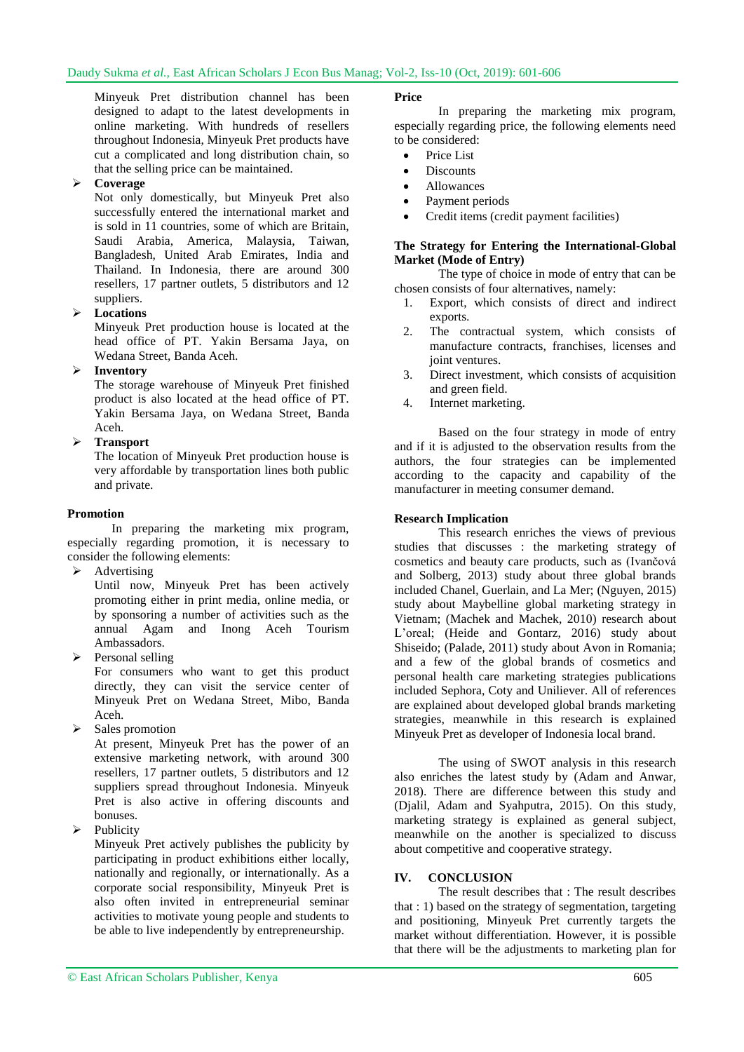Minyeuk Pret distribution channel has been designed to adapt to the latest developments in online marketing. With hundreds of resellers throughout Indonesia, Minyeuk Pret products have cut a complicated and long distribution chain, so that the selling price can be maintained.

- **Coverage**
  Not only domestically, but Minyeuk Pret also successfully entered the international market and is sold in 11 countries, some of which are Britain, Saudi Arabia, America, Malaysia, Taiwan, Bangladesh, United Arab Emirates, India and Thailand. In Indonesia, there are around 300 resellers, 17 partner outlets, 5 distributors and 12 suppliers.
- **Locations**
  Minyeuk Pret production house is located at the head office of PT. Yakin Bersama Jaya, on Wedana Street, Banda Aceh.
- **Inventory**
  The storage warehouse of Minyeuk Pret finished product is also located at the head office of PT. Yakin Bersama Jaya, on Wedana Street, Banda Aceh.
- **Transport**
  The location of Minyeuk Pret production house is very affordable by transportation lines both public and private.

**Promotion**

In preparing the marketing mix program, especially regarding promotion, it is necessary to consider the following elements:

- Advertising
  Until now, Minyeuk Pret has been actively promoting either in print media, online media, or by sponsoring a number of activities such as the annual Agam and Inong Aceh Tourism Ambassadors.
- Personal selling
  For consumers who want to get this product directly, they can visit the service center of Minyeuk Pret on Wedana Street, Mibo, Banda Aceh.
- Sales promotion
  At present, Minyeuk Pret has the power of an extensive marketing network, with around 300 resellers, 17 partner outlets, 5 distributors and 12 suppliers spread throughout Indonesia. Minyeuk Pret is also active in offering discounts and bonuses.
- Publicity
  Minyeuk Pret actively publishes the publicity by participating in product exhibitions either locally, nationally and regionally, or internationally. As a corporate social responsibility, Minyeuk Pret is also often invited in entrepreneurial seminar activities to motivate young people and students to be able to live independently by entrepreneurship.

**Price**

In preparing the marketing mix program, especially regarding price, the following elements need to be considered:

- Price List
- Discounts
- Allowances
- Payment periods
- Credit items (credit payment facilities)

**The Strategy for Entering the International-Global Market (Mode of Entry)**

The type of choice in mode of entry that can be chosen consists of four alternatives, namely:

1. Export, which consists of direct and indirect exports.
2. The contractual system, which consists of manufacture contracts, franchises, licenses and joint ventures.
3. Direct investment, which consists of acquisition and green field.
4. Internet marketing.

Based on the four strategy in mode of entry and if it is adjusted to the observation results from the authors, the four strategies can be implemented according to the capacity and capability of the manufacturer in meeting consumer demand.

**Research Implication**

This research enriches the views of previous studies that discusses : the marketing strategy of cosmetics and beauty care products, such as (Ivančová and Solberg, 2013) study about three global brands included Chanel, Guerlain, and La Mer; (Nguyen, 2015) study about Maybelline global marketing strategy in Vietnam; (Machek and Machek, 2010) research about L'oreal; (Heide and Gontarz, 2016) study about Shiseido; (Palade, 2011) study about Avon in Romania; and a few of the global brands of cosmetics and personal health care marketing strategies publications included Sephora, Coty and Unilever. All of references are explained about developed global brands marketing strategies, meanwhile in this research is explained Minyeuk Pret as developer of Indonesia local brand.

The using of SWOT analysis in this research also enriches the latest study by (Adam and Anwar, 2018). There are difference between this study and (Djalil, Adam and Syahputra, 2015). On this study, marketing strategy is explained as general subject, meanwhile on the another is specialized to discuss about competitive and cooperative strategy.

## IV. CONCLUSION

The result describes that : The result describes that : 1) based on the strategy of segmentation, targeting and positioning, Minyeuk Pret currently targets the market without differentiation. However, it is possible that there will be the adjustments to marketing plan for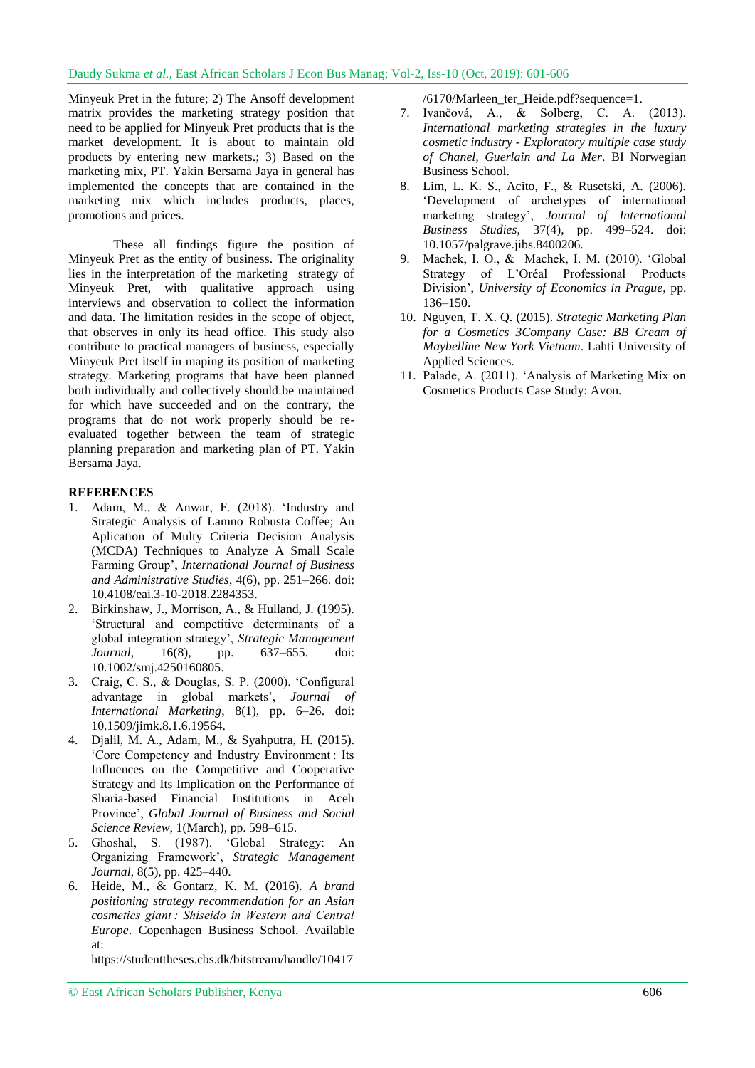Minyeuk Pret in the future; 2) The Ansoff development matrix provides the marketing strategy position that need to be applied for Minyeuk Pret products that is the market development. It is about to maintain old products by entering new markets.; 3) Based on the marketing mix, PT. Yakin Bersama Jaya in general has implemented the concepts that are contained in the marketing mix which includes products, places, promotions and prices.

These all findings figure the position of Minyeuk Pret as the entity of business. The originality lies in the interpretation of the marketing strategy of Minyeuk Pret, with qualitative approach using interviews and observation to collect the information and data. The limitation resides in the scope of object, that observes in only its head office. This study also contribute to practical managers of business, especially Minyeuk Pret itself in maping its position of marketing strategy. Marketing programs that have been planned both individually and collectively should be maintained for which have succeeded and on the contrary, the programs that do not work properly should be re-evaluated together between the team of strategic planning preparation and marketing plan of PT. Yakin Bersama Jaya.

## REFERENCES

1. Adam, M., & Anwar, F. (2018). 'Industry and Strategic Analysis of Lamno Robusta Coffee; An Aplication of Multy Criteria Decision Analysis (MCDA) Techniques to Analyze A Small Scale Farming Group', *International Journal of Business and Administrative Studies*, 4(6), pp. 251–266. doi: 10.4108/eai.3-10-2018.2284353.
2. Birkinshaw, J., Morrison, A., & Hulland, J. (1995). 'Structural and competitive determinants of a global integration strategy', *Strategic Management Journal*, 16(8), pp. 637–655. doi: 10.1002/smj.4250160805.
3. Craig, C. S., & Douglas, S. P. (2000). 'Configural advantage in global markets', *Journal of International Marketing*, 8(1), pp. 6–26. doi: 10.1509/jimk.8.1.6.19564.
4. Djalil, M. A., Adam, M., & Syahputra, H. (2015). 'Core Competency and Industry Environment : Its Influences on the Competitive and Cooperative Strategy and Its Implication on the Performance of Sharia-based Financial Institutions in Aceh Province', *Global Journal of Business and Social Science Review*, 1(March), pp. 598–615.
5. Ghoshal, S. (1987). 'Global Strategy: An Organizing Framework', *Strategic Management Journal*, 8(5), pp. 425–440.
6. Heide, M., & Gontarz, K. M. (2016). *A brand positioning strategy recommendation for an Asian cosmetics giant : Shiseido in Western and Central Europe*. Copenhagen Business School. Available at: https://studenttheses.cbs.dk/bitstream/handle/10417/6170/Marleen_ter_Heide.pdf?sequence=1.
7. Ivančová, A., & Solberg, C. A. (2013). *International marketing strategies in the luxury cosmetic industry - Exploratory multiple case study of Chanel, Guerlain and La Mer*. BI Norwegian Business School.
8. Lim, L. K. S., Acito, F., & Rusetski, A. (2006). 'Development of archetypes of international marketing strategy', *Journal of International Business Studies*, 37(4), pp. 499–524. doi: 10.1057/palgrave.jibs.8400206.
9. Machek, I. O., & Machek, I. M. (2010). 'Global Strategy of L'Oréal Professional Products Division', *University of Economics in Prague*, pp. 136–150.
10. Nguyen, T. X. Q. (2015). *Strategic Marketing Plan for a Cosmetics 3Company Case: BB Cream of Maybelline New York Vietnam*. Lahti University of Applied Sciences.
11. Palade, A. (2011). 'Analysis of Marketing Mix on Cosmetics Products Case Study: Avon.